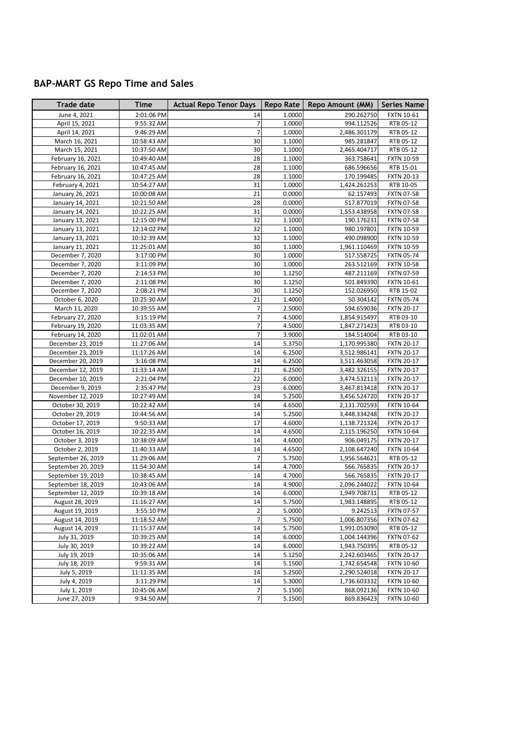## BAP-MART GS Repo Time and Sales

| Trade date | Time | Actual Repo Tenor Days | Repo Rate | Repo Amount (MM) | Series Name |
|---|---|---|---|---|---|
| June 4, 2021 | 2:01:06 PM | 14 | 1.0000 | 290.262750 | FXTN 10-61 |
| April 15, 2021 | 9:55:32 AM | 7 | 1.0000 | 994.112526 | RTB 05-12 |
| April 14, 2021 | 9:46:29 AM | 7 | 1.0000 | 2,486.301179 | RTB 05-12 |
| March 16, 2021 | 10:58:43 AM | 30 | 1.1000 | 985.281847 | RTB 05-12 |
| March 15, 2021 | 10:37:50 AM | 30 | 1.1000 | 2,465.404717 | RTB 05-12 |
| February 16, 2021 | 10:49:40 AM | 28 | 1.1000 | 363.758641 | FXTN 10-59 |
| February 16, 2021 | 10:47:45 AM | 28 | 1.1000 | 686.596656 | RTB 15-01 |
| February 16, 2021 | 10:47:25 AM | 28 | 1.1000 | 170.199485 | FXTN 20-13 |
| February 4, 2021 | 10:54:27 AM | 31 | 1.0000 | 1,424.261253 | RTB 10-05 |
| January 26, 2021 | 10:00:08 AM | 21 | 0.0000 | 62.157493 | FXTN 07-58 |
| January 14, 2021 | 10:21:50 AM | 28 | 0.0000 | 517.877019 | FXTN 07-58 |
| January 14, 2021 | 10:22:25 AM | 31 | 0.0000 | 1,553.438958 | FXTN 07-58 |
| January 13, 2021 | 12:15:00 PM | 32 | 1.1000 | 190.176231 | FXTN 07-58 |
| January 13, 2021 | 12:14:02 PM | 32 | 1.1000 | 980.197801 | FXTN 10-59 |
| January 13, 2021 | 10:32:39 AM | 32 | 1.1000 | 490.098900 | FXTN 10-59 |
| January 11, 2021 | 11:25:01 AM | 30 | 1.1000 | 1,961.110469 | FXTN 10-59 |
| December 7, 2020 | 3:17:00 PM | 30 | 1.0000 | 517.558725 | FXTN 05-74 |
| December 7, 2020 | 3:11:09 PM | 30 | 1.0000 | 263.512169 | FXTN 10-58 |
| December 7, 2020 | 2:14:53 PM | 30 | 1.1250 | 487.211169 | FXTN 07-59 |
| December 7, 2020 | 2:11:08 PM | 30 | 1.1250 | 501.849390 | FXTN 10-61 |
| December 7, 2020 | 2:08:21 PM | 30 | 1.1250 | 152.026950 | RTB 15-02 |
| October 6, 2020 | 10:25:30 AM | 21 | 1.4000 | 50.304142 | FXTN 05-74 |
| March 11, 2020 | 10:39:55 AM | 7 | 2.5000 | 594.659036 | FXTN 20-17 |
| February 27, 2020 | 3:15:19 PM | 7 | 4.5000 | 1,854.915497 | RTB 03-10 |
| February 19, 2020 | 11:03:35 AM | 7 | 4.5000 | 1,847.271423 | RTB 03-10 |
| February 14, 2020 | 11:02:01 AM | 7 | 3.9000 | 184.514004 | RTB 03-10 |
| December 23, 2019 | 11:27:06 AM | 14 | 5.3750 | 1,170.995380 | FXTN 20-17 |
| December 23, 2019 | 11:17:26 AM | 14 | 6.2500 | 3,512.986141 | FXTN 20-17 |
| December 20, 2019 | 3:16:08 PM | 14 | 6.2500 | 3,511.463058 | FXTN 20-17 |
| December 12, 2019 | 11:33:14 AM | 21 | 6.2500 | 3,482.326155 | FXTN 20-17 |
| December 10, 2019 | 2:21:04 PM | 22 | 6.0000 | 3,474.532113 | FXTN 20-17 |
| December 9, 2019 | 2:35:47 PM | 23 | 6.0000 | 3,467.813418 | FXTN 20-17 |
| November 12, 2019 | 10:27:49 AM | 14 | 5.2500 | 3,456.524720 | FXTN 20-17 |
| October 30, 2019 | 10:22:42 AM | 14 | 4.6500 | 2,131.702593 | FXTN 10-64 |
| October 29, 2019 | 10:44:56 AM | 14 | 5.2500 | 3,448.334248 | FXTN 20-17 |
| October 17, 2019 | 9:50:33 AM | 17 | 4.6000 | 1,138.721324 | FXTN 20-17 |
| October 16, 2019 | 10:22:35 AM | 14 | 4.6500 | 2,115.196250 | FXTN 10-64 |
| October 3, 2019 | 10:38:09 AM | 14 | 4.6000 | 906.049175 | FXTN 20-17 |
| October 2, 2019 | 11:40:33 AM | 14 | 4.6500 | 2,108.647240 | FXTN 10-64 |
| September 26, 2019 | 11:29:06 AM | 7 | 5.7500 | 1,956.564621 | RTB 05-12 |
| September 20, 2019 | 11:54:30 AM | 14 | 4.7000 | 566.765835 | FXTN 20-17 |
| September 19, 2019 | 10:38:45 AM | 14 | 4.7000 | 566.765835 | FXTN 20-17 |
| September 18, 2019 | 10:43:06 AM | 14 | 4.9000 | 2,096.244022 | FXTN 10-64 |
| September 12, 2019 | 10:39:18 AM | 14 | 6.0000 | 1,949.708731 | RTB 05-12 |
| August 28, 2019 | 11:16:27 AM | 14 | 5.7500 | 1,983.148895 | RTB 05-12 |
| August 19, 2019 | 3:55:10 PM | 2 | 5.0000 | 9.242513 | FXTN 07-57 |
| August 14, 2019 | 11:18:52 AM | 7 | 5.7500 | 1,006.807356 | FXTN 07-62 |
| August 14, 2019 | 11:15:37 AM | 14 | 5.7500 | 1,991.053090 | RTB 05-12 |
| July 31, 2019 | 10:39:25 AM | 14 | 6.0000 | 1,004.144396 | FXTN 07-62 |
| July 30, 2019 | 10:39:22 AM | 14 | 6.0000 | 1,943.750395 | RTB 05-12 |
| July 19, 2019 | 10:35:06 AM | 14 | 5.1250 | 2,242.603465 | FXTN 20-17 |
| July 18, 2019 | 9:59:31 AM | 14 | 5.1500 | 1,742.654548 | FXTN 10-60 |
| July 5, 2019 | 11:11:35 AM | 14 | 5.2500 | 2,290.524018 | FXTN 20-17 |
| July 4, 2019 | 3:11:29 PM | 14 | 5.3000 | 1,736.603332 | FXTN 10-60 |
| July 1, 2019 | 10:45:06 AM | 7 | 5.1500 | 868.092136 | FXTN 10-60 |
| June 27, 2019 | 9:34:50 AM | 7 | 5.1500 | 869.836423 | FXTN 10-60 |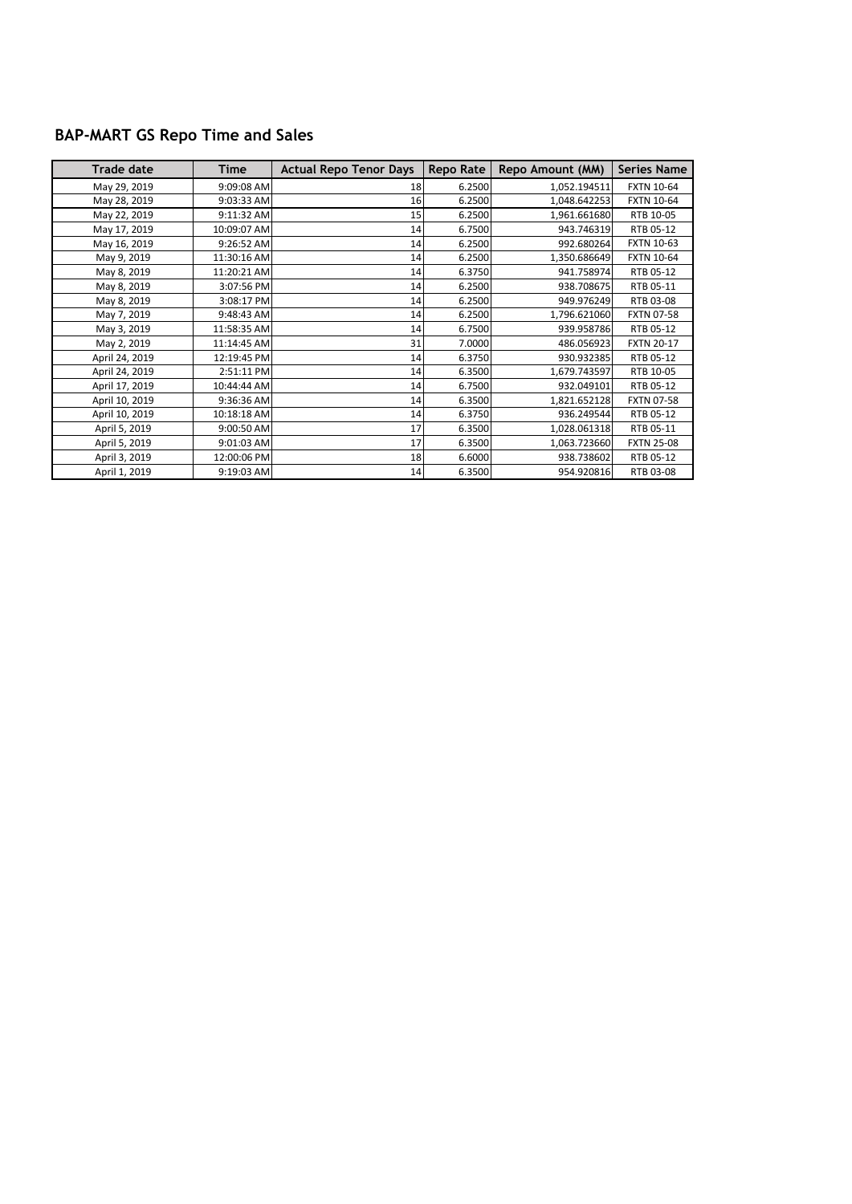## BAP-MART GS Repo Time and Sales

| Trade date | Time | Actual Repo Tenor Days | Repo Rate | Repo Amount (MM) | Series Name |
|---|---|---|---|---|---|
| May 29, 2019 | 9:09:08 AM | 18 | 6.2500 | 1,052.194511 | FXTN 10-64 |
| May 28, 2019 | 9:03:33 AM | 16 | 6.2500 | 1,048.642253 | FXTN 10-64 |
| May 22, 2019 | 9:11:32 AM | 15 | 6.2500 | 1,961.661680 | RTB 10-05 |
| May 17, 2019 | 10:09:07 AM | 14 | 6.7500 | 943.746319 | RTB 05-12 |
| May 16, 2019 | 9:26:52 AM | 14 | 6.2500 | 992.680264 | FXTN 10-63 |
| May 9, 2019 | 11:30:16 AM | 14 | 6.2500 | 1,350.686649 | FXTN 10-64 |
| May 8, 2019 | 11:20:21 AM | 14 | 6.3750 | 941.758974 | RTB 05-12 |
| May 8, 2019 | 3:07:56 PM | 14 | 6.2500 | 938.708675 | RTB 05-11 |
| May 8, 2019 | 3:08:17 PM | 14 | 6.2500 | 949.976249 | RTB 03-08 |
| May 7, 2019 | 9:48:43 AM | 14 | 6.2500 | 1,796.621060 | FXTN 07-58 |
| May 3, 2019 | 11:58:35 AM | 14 | 6.7500 | 939.958786 | RTB 05-12 |
| May 2, 2019 | 11:14:45 AM | 31 | 7.0000 | 486.056923 | FXTN 20-17 |
| April 24, 2019 | 12:19:45 PM | 14 | 6.3750 | 930.932385 | RTB 05-12 |
| April 24, 2019 | 2:51:11 PM | 14 | 6.3500 | 1,679.743597 | RTB 10-05 |
| April 17, 2019 | 10:44:44 AM | 14 | 6.7500 | 932.049101 | RTB 05-12 |
| April 10, 2019 | 9:36:36 AM | 14 | 6.3500 | 1,821.652128 | FXTN 07-58 |
| April 10, 2019 | 10:18:18 AM | 14 | 6.3750 | 936.249544 | RTB 05-12 |
| April 5, 2019 | 9:00:50 AM | 17 | 6.3500 | 1,028.061318 | RTB 05-11 |
| April 5, 2019 | 9:01:03 AM | 17 | 6.3500 | 1,063.723660 | FXTN 25-08 |
| April 3, 2019 | 12:00:06 PM | 18 | 6.6000 | 938.738602 | RTB 05-12 |
| April 1, 2019 | 9:19:03 AM | 14 | 6.3500 | 954.920816 | RTB 03-08 |